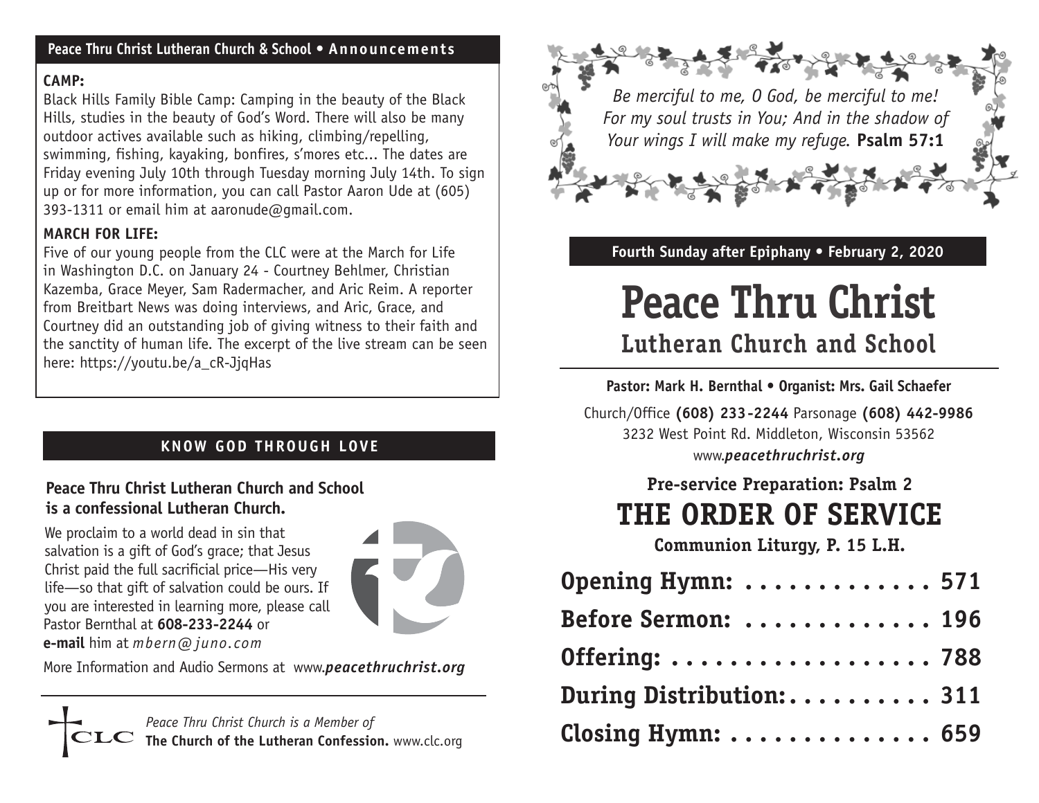## Peace Thru Christ Lutheran Church & School • Announcements

**CAMP:**

Black Hills Family Bible Camp: Camping in the beauty of the Black Hills, studies in the beauty of God's Word. There will also be many outdoor actives available such as hiking, climbing/repelling, swimming, fishing, kayaking, bonfires, s'mores etc... The dates are Friday evening July 10th through Tuesday morning July 14th. To sign up or for more information, you can call Pastor Aaron Ude at (605) 393-1311 or email him at aaronude@gmail.com.

**MARCH FOR LIFE:**

Five of our young people from the CLC were at the March for Life in Washington D.C. on January 24 - Courtney Behlmer, Christian Kazemba, Grace Meyer, Sam Radermacher, and Aric Reim. A reporter from Breitbart News was doing interviews, and Aric, Grace, and Courtney did an outstanding job of giving witness to their faith and the sanctity of human life. The excerpt of the live stream can be seen here: https://youtu.be/a_cR-JjqHas

## KNOW GOD THROUGH LOVE

**Peace Thru Christ Lutheran Church and School is a confessional Lutheran Church.**

We proclaim to a world dead in sin that salvation is a gift of God's grace; that Jesus Christ paid the full sacrificial price—His very life—so that gift of salvation could be ours. If you are interested in learning more, please call Pastor Bernthal at **608-233-2244** or **e-mail** him at *mbern@juno.com*

More Information and Audio Sermons at www.***peacethruchrist.org***

*Peace Thru Christ Church is a Member of*
**The Church of the Lutheran Confession.** www.clc.org

---

*Be merciful to me, O God, be merciful to me! For my soul trusts in You; And in the shadow of Your wings I will make my refuge.* **Psalm 57:1**

**Fourth Sunday after Epiphany • February 2, 2020**

# Peace Thru Christ
## Lutheran Church and School

**Pastor: Mark H. Bernthal • Organist: Mrs. Gail Schaefer**

Church/Office **(608) 233-2244** Parsonage **(608) 442-9986**
3232 West Point Rd. Middleton, Wisconsin 53562
www.***peacethruchrist.org***

### Pre-service Preparation: Psalm 2

## THE ORDER OF SERVICE

**Communion Liturgy, P. 15 L.H.**

**Opening Hymn: . . . . . . . . . . . . . 571**
**Before Sermon: . . . . . . . . . . . . . 196**
**Offering: . . . . . . . . . . . . . . . . . . 788**
**During Distribution: . . . . . . . . . . 311**
**Closing Hymn: . . . . . . . . . . . . . . 659**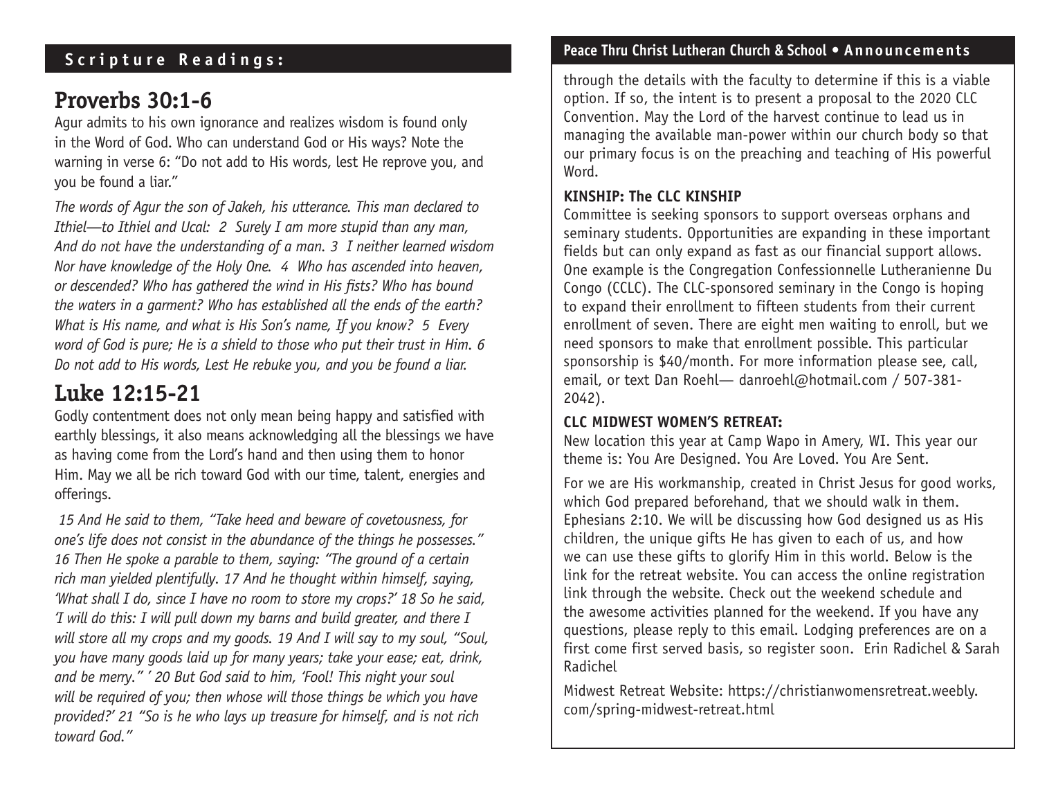## Scripture Readings:

# Proverbs 30:1-6

Agur admits to his own ignorance and realizes wisdom is found only in the Word of God. Who can understand God or His ways? Note the warning in verse 6: "Do not add to His words, lest He reprove you, and you be found a liar."

*The words of Agur the son of Jakeh, his utterance. This man declared to Ithiel—to Ithiel and Ucal: 2 Surely I am more stupid than any man, And do not have the understanding of a man. 3 I neither learned wisdom Nor have knowledge of the Holy One. 4 Who has ascended into heaven, or descended? Who has gathered the wind in His fists? Who has bound the waters in a garment? Who has established all the ends of the earth? What is His name, and what is His Son's name, If you know? 5 Every word of God is pure; He is a shield to those who put their trust in Him. 6 Do not add to His words, Lest He rebuke you, and you be found a liar.*

# Luke 12:15-21

Godly contentment does not only mean being happy and satisfied with earthly blessings, it also means acknowledging all the blessings we have as having come from the Lord's hand and then using them to honor Him. May we all be rich toward God with our time, talent, energies and offerings.

*15 And He said to them, "Take heed and beware of covetousness, for one's life does not consist in the abundance of the things he possesses." 16 Then He spoke a parable to them, saying: "The ground of a certain rich man yielded plentifully. 17 And he thought within himself, saying, 'What shall I do, since I have no room to store my crops?' 18 So he said, 'I will do this: I will pull down my barns and build greater, and there I will store all my crops and my goods. 19 And I will say to my soul, "Soul, you have many goods laid up for many years; take your ease; eat, drink, and be merry."' 20 But God said to him, 'Fool! This night your soul will be required of you; then whose will those things be which you have provided?' 21 "So is he who lays up treasure for himself, and is not rich toward God."*

## Peace Thru Christ Lutheran Church & School • Announcements

through the details with the faculty to determine if this is a viable option. If so, the intent is to present a proposal to the 2020 CLC Convention. May the Lord of the harvest continue to lead us in managing the available man-power within our church body so that our primary focus is on the preaching and teaching of His powerful Word.

**KINSHIP: The CLC KINSHIP**

Committee is seeking sponsors to support overseas orphans and seminary students. Opportunities are expanding in these important fields but can only expand as fast as our financial support allows. One example is the Congregation Confessionnelle Lutheranienne Du Congo (CCLC). The CLC-sponsored seminary in the Congo is hoping to expand their enrollment to fifteen students from their current enrollment of seven. There are eight men waiting to enroll, but we need sponsors to make that enrollment possible. This particular sponsorship is $40/month. For more information please see, call, email, or text Dan Roehl— danroehl@hotmail.com / 507-381-2042).

**CLC MIDWEST WOMEN'S RETREAT:**

New location this year at Camp Wapo in Amery, WI. This year our theme is: You Are Designed. You Are Loved. You Are Sent.

For we are His workmanship, created in Christ Jesus for good works, which God prepared beforehand, that we should walk in them. Ephesians 2:10. We will be discussing how God designed us as His children, the unique gifts He has given to each of us, and how we can use these gifts to glorify Him in this world. Below is the link for the retreat website. You can access the online registration link through the website. Check out the weekend schedule and the awesome activities planned for the weekend. If you have any questions, please reply to this email. Lodging preferences are on a first come first served basis, so register soon. Erin Radichel & Sarah Radichel

Midwest Retreat Website: https://christianwomensretreat.weebly.com/spring-midwest-retreat.html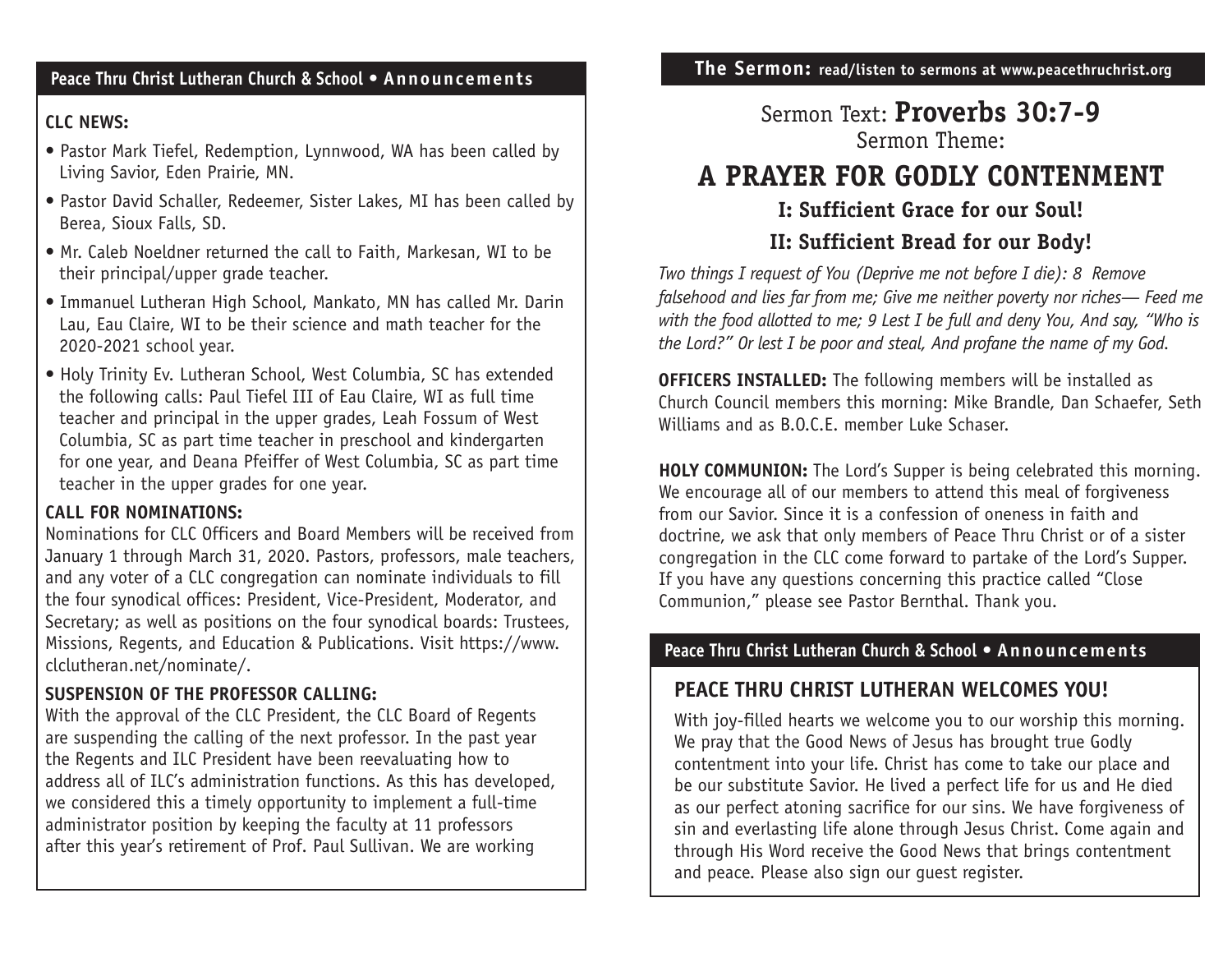## Peace Thru Christ Lutheran Church & School • Announcements

**CLC NEWS:**

- Pastor Mark Tiefel, Redemption, Lynnwood, WA has been called by Living Savior, Eden Prairie, MN.
- Pastor David Schaller, Redeemer, Sister Lakes, MI has been called by Berea, Sioux Falls, SD.
- Mr. Caleb Noeldner returned the call to Faith, Markesan, WI to be their principal/upper grade teacher.
- Immanuel Lutheran High School, Mankato, MN has called Mr. Darin Lau, Eau Claire, WI to be their science and math teacher for the 2020-2021 school year.
- Holy Trinity Ev. Lutheran School, West Columbia, SC has extended the following calls: Paul Tiefel III of Eau Claire, WI as full time teacher and principal in the upper grades, Leah Fossum of West Columbia, SC as part time teacher in preschool and kindergarten for one year, and Deana Pfeiffer of West Columbia, SC as part time teacher in the upper grades for one year.

**CALL FOR NOMINATIONS:**
Nominations for CLC Officers and Board Members will be received from January 1 through March 31, 2020. Pastors, professors, male teachers, and any voter of a CLC congregation can nominate individuals to fill the four synodical offices: President, Vice-President, Moderator, and Secretary; as well as positions on the four synodical boards: Trustees, Missions, Regents, and Education & Publications. Visit https://www.clclutheran.net/nominate/.

**SUSPENSION OF THE PROFESSOR CALLING:**
With the approval of the CLC President, the CLC Board of Regents are suspending the calling of the next professor. In the past year the Regents and ILC President have been reevaluating how to address all of ILC's administration functions. As this has developed, we considered this a timely opportunity to implement a full-time administrator position by keeping the faculty at 11 professors after this year's retirement of Prof. Paul Sullivan. We are working

## The Sermon: read/listen to sermons at www.peacethruchrist.org

Sermon Text: **Proverbs 30:7-9**
Sermon Theme:

# A PRAYER FOR GODLY CONTENMENT

### I: Sufficient Grace for our Soul!

### II: Sufficient Bread for our Body!

*Two things I request of You (Deprive me not before I die): 8 Remove falsehood and lies far from me; Give me neither poverty nor riches— Feed me with the food allotted to me; 9 Lest I be full and deny You, And say, "Who is the Lord?" Or lest I be poor and steal, And profane the name of my God.*

**OFFICERS INSTALLED:** The following members will be installed as Church Council members this morning: Mike Brandle, Dan Schaefer, Seth Williams and as B.O.C.E. member Luke Schaser.

**HOLY COMMUNION:** The Lord's Supper is being celebrated this morning. We encourage all of our members to attend this meal of forgiveness from our Savior. Since it is a confession of oneness in faith and doctrine, we ask that only members of Peace Thru Christ or of a sister congregation in the CLC come forward to partake of the Lord's Supper. If you have any questions concerning this practice called "Close Communion," please see Pastor Bernthal. Thank you.

## Peace Thru Christ Lutheran Church & School • Announcements

### PEACE THRU CHRIST LUTHERAN WELCOMES YOU!

With joy-filled hearts we welcome you to our worship this morning. We pray that the Good News of Jesus has brought true Godly contentment into your life. Christ has come to take our place and be our substitute Savior. He lived a perfect life for us and He died as our perfect atoning sacrifice for our sins. We have forgiveness of sin and everlasting life alone through Jesus Christ. Come again and through His Word receive the Good News that brings contentment and peace. Please also sign our guest register.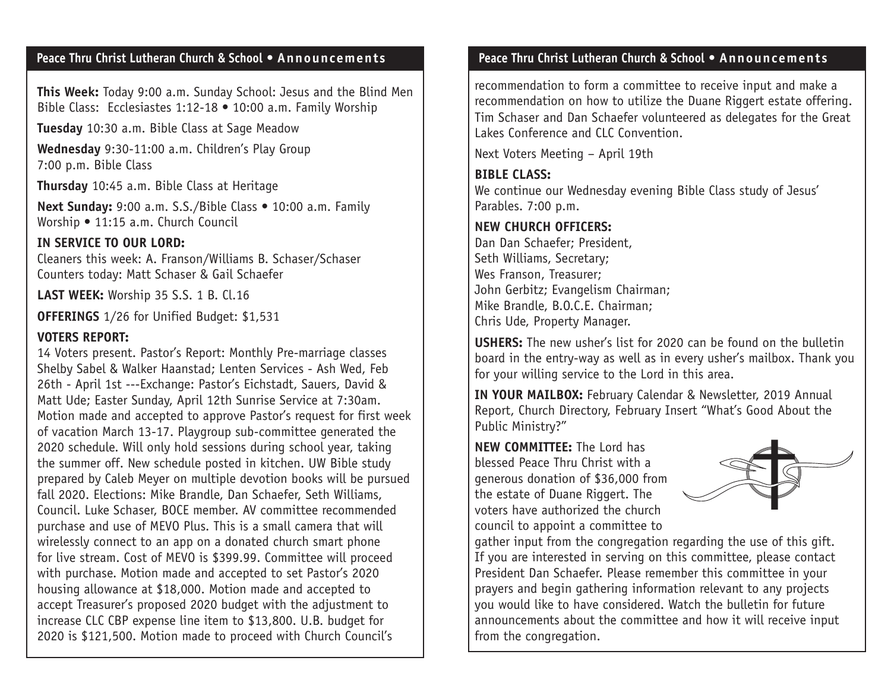## Peace Thru Christ Lutheran Church & School • Announcements

**This Week:** Today 9:00 a.m. Sunday School: Jesus and the Blind Men Bible Class: Ecclesiastes 1:12-18 • 10:00 a.m. Family Worship

**Tuesday** 10:30 a.m. Bible Class at Sage Meadow

**Wednesday** 9:30-11:00 a.m. Children's Play Group
7:00 p.m. Bible Class

**Thursday** 10:45 a.m. Bible Class at Heritage

**Next Sunday:** 9:00 a.m. S.S./Bible Class • 10:00 a.m. Family Worship • 11:15 a.m. Church Council

**IN SERVICE TO OUR LORD:**
Cleaners this week: A. Franson/Williams B. Schaser/Schaser
Counters today: Matt Schaser & Gail Schaefer

**LAST WEEK:** Worship 35 S.S. 1 B. Cl.16

**OFFERINGS** 1/26 for Unified Budget: $1,531

**VOTERS REPORT:**
14 Voters present. Pastor's Report: Monthly Pre-marriage classes Shelby Sabel & Walker Haanstad; Lenten Services - Ash Wed, Feb 26th - April 1st ---Exchange: Pastor's Eichstadt, Sauers, David & Matt Ude; Easter Sunday, April 12th Sunrise Service at 7:30am. Motion made and accepted to approve Pastor's request for first week of vacation March 13-17. Playgroup sub-committee generated the 2020 schedule. Will only hold sessions during school year, taking the summer off. New schedule posted in kitchen. UW Bible study prepared by Caleb Meyer on multiple devotion books will be pursued fall 2020. Elections: Mike Brandle, Dan Schaefer, Seth Williams, Council. Luke Schaser, BOCE member. AV committee recommended purchase and use of MEVO Plus. This is a small camera that will wirelessly connect to an app on a donated church smart phone for live stream. Cost of MEVO is $399.99. Committee will proceed with purchase. Motion made and accepted to set Pastor's 2020 housing allowance at $18,000. Motion made and accepted to accept Treasurer's proposed 2020 budget with the adjustment to increase CLC CBP expense line item to $13,800. U.B. budget for 2020 is $121,500. Motion made to proceed with Church Council's recommendation to form a committee to receive input and make a recommendation on how to utilize the Duane Riggert estate offering. Tim Schaser and Dan Schaefer volunteered as delegates for the Great Lakes Conference and CLC Convention.

Next Voters Meeting – April 19th

**BIBLE CLASS:**
We continue our Wednesday evening Bible Class study of Jesus' Parables. 7:00 p.m.

**NEW CHURCH OFFICERS:**
Dan Dan Schaefer; President,
Seth Williams, Secretary;
Wes Franson, Treasurer;
John Gerbitz; Evangelism Chairman;
Mike Brandle, B.O.C.E. Chairman;
Chris Ude, Property Manager.

**USHERS:** The new usher's list for 2020 can be found on the bulletin board in the entry-way as well as in every usher's mailbox. Thank you for your willing service to the Lord in this area.

**IN YOUR MAILBOX:** February Calendar & Newsletter, 2019 Annual Report, Church Directory, February Insert "What's Good About the Public Ministry?"

**NEW COMMITTEE:** The Lord has blessed Peace Thru Christ with a generous donation of $36,000 from the estate of Duane Riggert. The voters have authorized the church council to appoint a committee to gather input from the congregation regarding the use of this gift. If you are interested in serving on this committee, please contact President Dan Schaefer. Please remember this committee in your prayers and begin gathering information relevant to any projects you would like to have considered. Watch the bulletin for future announcements about the committee and how it will receive input from the congregation.